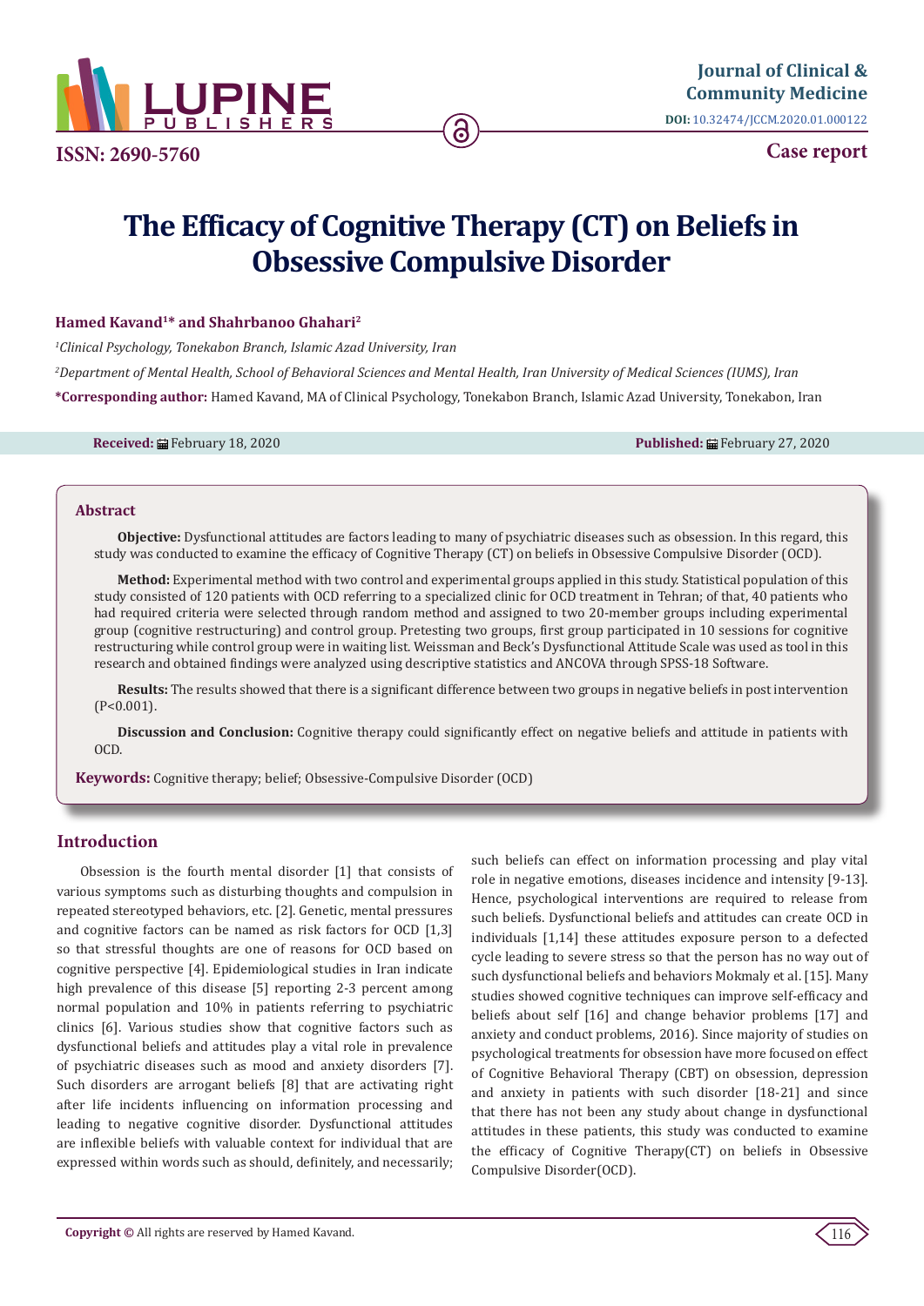# The Efficacy of Cognitive Therapy (CT) on Beliefs in Obsessive Compulsive Disorder

**Hamed Kavand[1]* and Shahrbanoo Ghahari[2]**

[1]*Clinical Psychology, Tonekabon Branch, Islamic Azad University, Iran*

[2]*Department of Mental Health, School of Behavioral Sciences and Mental Health, Iran University of Medical Sciences (IUMS), Iran*

**\*Corresponding author:** Hamed Kavand, MA of Clinical Psychology, Tonekabon Branch, Islamic Azad University, Tonekabon, Iran

**Received:** February 18, 2020 **Published:** February 27, 2020

## Abstract

**Objective:** Dysfunctional attitudes are factors leading to many of psychiatric diseases such as obsession. In this regard, this study was conducted to examine the efficacy of Cognitive Therapy (CT) on beliefs in Obsessive Compulsive Disorder (OCD).

**Method:** Experimental method with two control and experimental groups applied in this study. Statistical population of this study consisted of 120 patients with OCD referring to a specialized clinic for OCD treatment in Tehran; of that, 40 patients who had required criteria were selected through random method and assigned to two 20-member groups including experimental group (cognitive restructuring) and control group. Pretesting two groups, first group participated in 10 sessions for cognitive restructuring while control group were in waiting list. Weissman and Beck's Dysfunctional Attitude Scale was used as tool in this research and obtained findings were analyzed using descriptive statistics and ANCOVA through SPSS-18 Software.

**Results:** The results showed that there is a significant difference between two groups in negative beliefs in post intervention (P<0.001).

**Discussion and Conclusion:** Cognitive therapy could significantly effect on negative beliefs and attitude in patients with OCD.

**Keywords:** Cognitive therapy; belief; Obsessive-Compulsive Disorder (OCD)

## Introduction

Obsession is the fourth mental disorder [1] that consists of various symptoms such as disturbing thoughts and compulsion in repeated stereotyped behaviors, etc. [2]. Genetic, mental pressures and cognitive factors can be named as risk factors for OCD [1,3] so that stressful thoughts are one of reasons for OCD based on cognitive perspective [4]. Epidemiological studies in Iran indicate high prevalence of this disease [5] reporting 2-3 percent among normal population and 10% in patients referring to psychiatric clinics [6]. Various studies show that cognitive factors such as dysfunctional beliefs and attitudes play a vital role in prevalence of psychiatric diseases such as mood and anxiety disorders [7]. Such disorders are arrogant beliefs [8] that are activating right after life incidents influencing on information processing and leading to negative cognitive disorder. Dysfunctional attitudes are inflexible beliefs with valuable context for individual that are expressed within words such as should, definitely, and necessarily; such beliefs can effect on information processing and play vital role in negative emotions, diseases incidence and intensity [9-13]. Hence, psychological interventions are required to release from such beliefs. Dysfunctional beliefs and attitudes can create OCD in individuals [1,14] these attitudes exposure person to a defected cycle leading to severe stress so that the person has no way out of such dysfunctional beliefs and behaviors Mokmaly et al. [15]. Many studies showed cognitive techniques can improve self-efficacy and beliefs about self [16] and change behavior problems [17] and anxiety and conduct problems, 2016). Since majority of studies on psychological treatments for obsession have more focused on effect of Cognitive Behavioral Therapy (CBT) on obsession, depression and anxiety in patients with such disorder [18-21] and since that there has not been any study about change in dysfunctional attitudes in these patients, this study was conducted to examine the efficacy of Cognitive Therapy(CT) on beliefs in Obsessive Compulsive Disorder(OCD).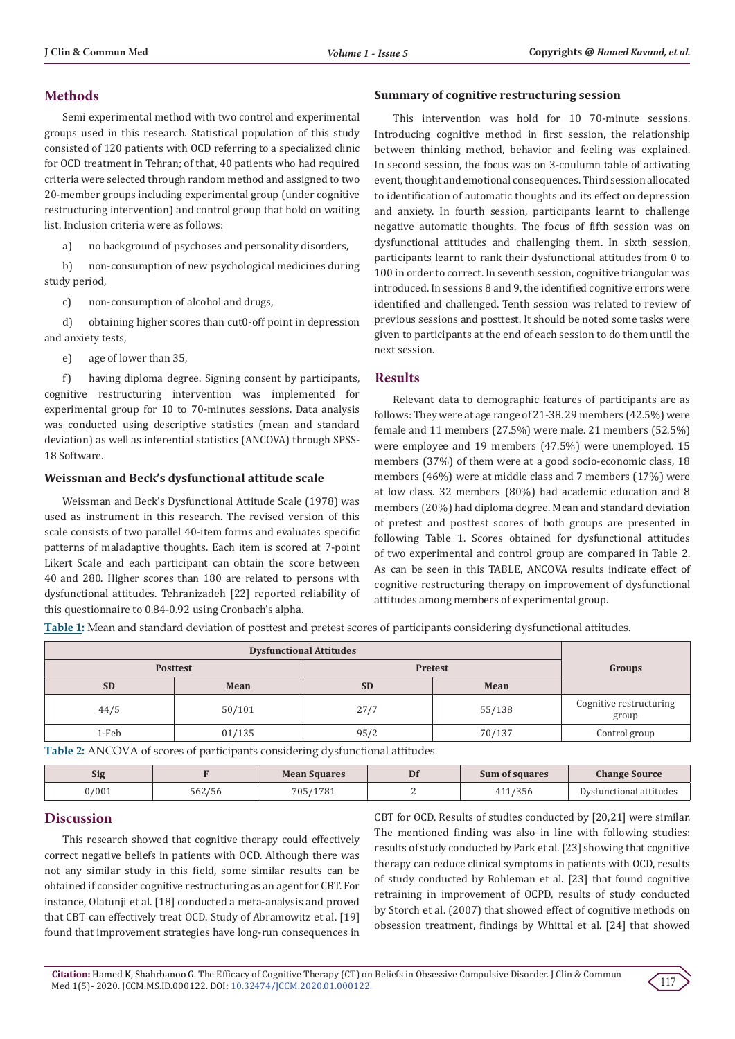## Methods

Semi experimental method with two control and experimental groups used in this research. Statistical population of this study consisted of 120 patients with OCD referring to a specialized clinic for OCD treatment in Tehran; of that, 40 patients who had required criteria were selected through random method and assigned to two 20-member groups including experimental group (under cognitive restructuring intervention) and control group that hold on waiting list. Inclusion criteria were as follows:

a) no background of psychoses and personality disorders,

b) non-consumption of new psychological medicines during study period,

c) non-consumption of alcohol and drugs,

d) obtaining higher scores than cut0-off point in depression and anxiety tests,

e) age of lower than 35,

f) having diploma degree. Signing consent by participants, cognitive restructuring intervention was implemented for experimental group for 10 to 70-minutes sessions. Data analysis was conducted using descriptive statistics (mean and standard deviation) as well as inferential statistics (ANCOVA) through SPSS-18 Software.

### Weissman and Beck's dysfunctional attitude scale

Weissman and Beck's Dysfunctional Attitude Scale (1978) was used as instrument in this research. The revised version of this scale consists of two parallel 40-item forms and evaluates specific patterns of maladaptive thoughts. Each item is scored at 7-point Likert Scale and each participant can obtain the score between 40 and 280. Higher scores than 180 are related to persons with dysfunctional attitudes. Tehranizadeh [22] reported reliability of this questionnaire to 0.84-0.92 using Cronbach's alpha.

### Summary of cognitive restructuring session

This intervention was hold for 10 70-minute sessions. Introducing cognitive method in first session, the relationship between thinking method, behavior and feeling was explained. In second session, the focus was on 3-coulumn table of activating event, thought and emotional consequences. Third session allocated to identification of automatic thoughts and its effect on depression and anxiety. In fourth session, participants learnt to challenge negative automatic thoughts. The focus of fifth session was on dysfunctional attitudes and challenging them. In sixth session, participants learnt to rank their dysfunctional attitudes from 0 to 100 in order to correct. In seventh session, cognitive triangular was introduced. In sessions 8 and 9, the identified cognitive errors were identified and challenged. Tenth session was related to review of previous sessions and posttest. It should be noted some tasks were given to participants at the end of each session to do them until the next session.

## Results

Relevant data to demographic features of participants are as follows: They were at age range of 21-38. 29 members (42.5%) were female and 11 members (27.5%) were male. 21 members (52.5%) were employee and 19 members (47.5%) were unemployed. 15 members (37%) of them were at a good socio-economic class, 18 members (46%) were at middle class and 7 members (17%) were at low class. 32 members (80%) had academic education and 8 members (20%) had diploma degree. Mean and standard deviation of pretest and posttest scores of both groups are presented in following Table 1. Scores obtained for dysfunctional attitudes of two experimental and control group are compared in Table 2. As can be seen in this TABLE, ANCOVA results indicate effect of cognitive restructuring therapy on improvement of dysfunctional attitudes among members of experimental group.

**Table 1:** Mean and standard deviation of posttest and pretest scores of participants considering dysfunctional attitudes.

| Dysfunctional Attitudes | | | | Groups |
|---|---|---|---|---|
| Posttest | | Pretest | | |
| SD | Mean | SD | Mean | |
| 44/5 | 50/101 | 27/7 | 55/138 | Cognitive restructuring group |
| 1-Feb | 01/135 | 95/2 | 70/137 | Control group |

**Table 2:** ANCOVA of scores of participants considering dysfunctional attitudes.

| Sig | F | Mean Squares | Df | Sum of squares | Change Source |
|---|---|---|---|---|---|
| 0/001 | 562/56 | 705/1781 | 2 | 411/356 | Dysfunctional attitudes |

## Discussion

This research showed that cognitive therapy could effectively correct negative beliefs in patients with OCD. Although there was not any similar study in this field, some similar results can be obtained if consider cognitive restructuring as an agent for CBT. For instance, Olatunji et al. [18] conducted a meta-analysis and proved that CBT can effectively treat OCD. Study of Abramowitz et al. [19] found that improvement strategies have long-run consequences in CBT for OCD. Results of studies conducted by [20,21] were similar. The mentioned finding was also in line with following studies: results of study conducted by Park et al. [23] showing that cognitive therapy can reduce clinical symptoms in patients with OCD, results of study conducted by Rohleman et al. [23] that found cognitive retraining in improvement of OCPD, results of study conducted by Storch et al. (2007) that showed effect of cognitive methods on obsession treatment, findings by Whittal et al. [24] that showed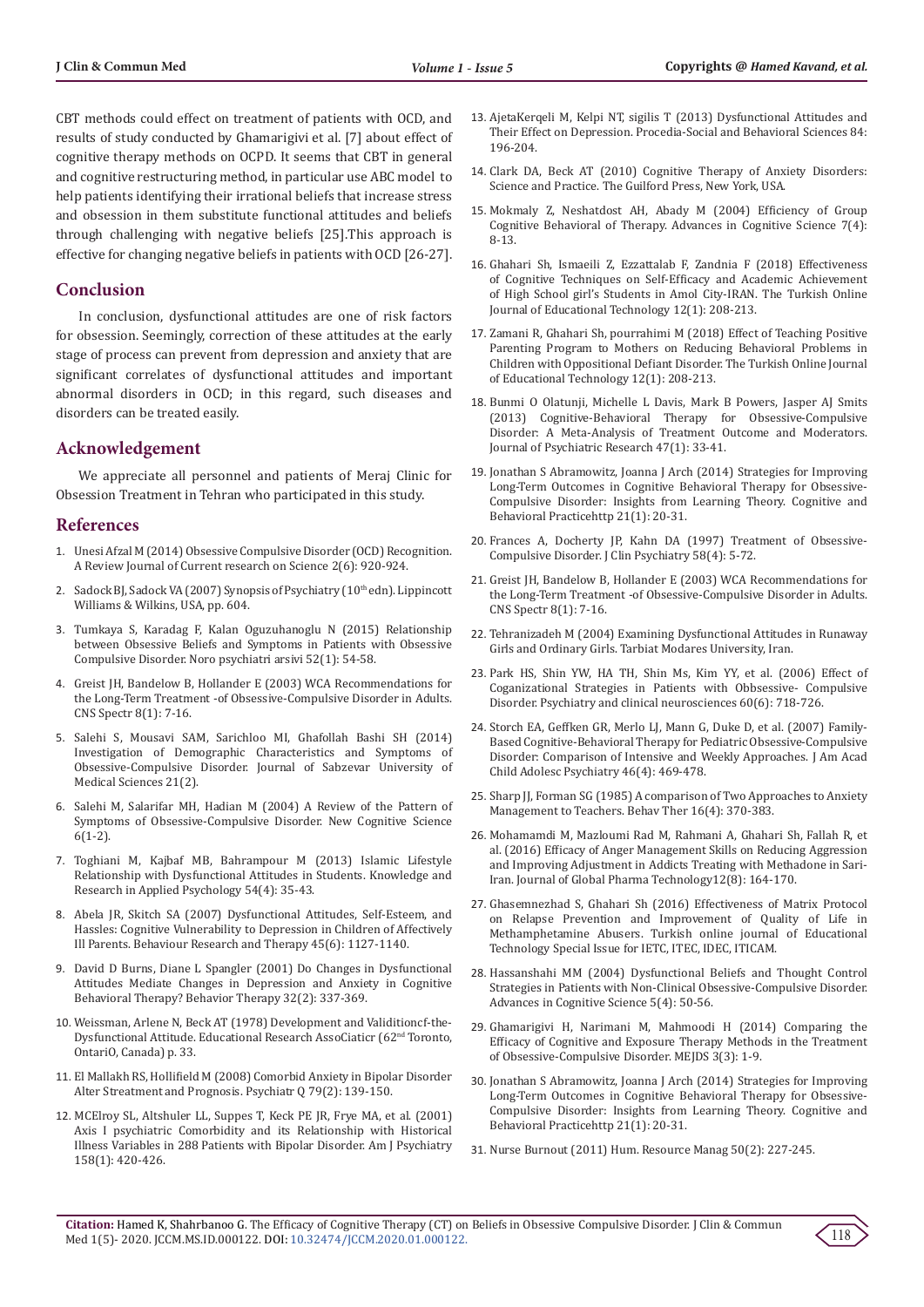CBT methods could effect on treatment of patients with OCD, and results of study conducted by Ghamarigivi et al. [7] about effect of cognitive therapy methods on OCPD. It seems that CBT in general and cognitive restructuring method, in particular use ABC model to help patients identifying their irrational beliefs that increase stress and obsession in them substitute functional attitudes and beliefs through challenging with negative beliefs [25].This approach is effective for changing negative beliefs in patients with OCD [26-27].

## Conclusion

In conclusion, dysfunctional attitudes are one of risk factors for obsession. Seemingly, correction of these attitudes at the early stage of process can prevent from depression and anxiety that are significant correlates of dysfunctional attitudes and important abnormal disorders in OCD; in this regard, such diseases and disorders can be treated easily.

## Acknowledgement

We appreciate all personnel and patients of Meraj Clinic for Obsession Treatment in Tehran who participated in this study.

## References

1. Unesi Afzal M (2014) Obsessive Compulsive Disorder (OCD) Recognition. A Review Journal of Current research on Science 2(6): 920-924.
2. Sadock BJ, Sadock VA (2007) Synopsis of Psychiatry (10th edn). Lippincott Williams & Wilkins, USA, pp. 604.
3. Tumkaya S, Karadag F, Kalan Oguzuhanoglu N (2015) Relationship between Obsessive Beliefs and Symptoms in Patients with Obsessive Compulsive Disorder. Noro psychiatri arsivi 52(1): 54-58.
4. Greist JH, Bandelow B, Hollander E (2003) WCA Recommendations for the Long-Term Treatment -of Obsessive-Compulsive Disorder in Adults. CNS Spectr 8(1): 7-16.
5. Salehi S, Mousavi SAM, Sarichloo MI, Ghafollah Bashi SH (2014) Investigation of Demographic Characteristics and Symptoms of Obsessive-Compulsive Disorder. Journal of Sabzevar University of Medical Sciences 21(2).
6. Salehi M, Salarifar MH, Hadian M (2004) A Review of the Pattern of Symptoms of Obsessive-Compulsive Disorder. New Cognitive Science 6(1-2).
7. Toghiani M, Kajbaf MB, Bahrampour M (2013) Islamic Lifestyle Relationship with Dysfunctional Attitudes in Students. Knowledge and Research in Applied Psychology 54(4): 35-43.
8. Abela JR, Skitch SA (2007) Dysfunctional Attitudes, Self-Esteem, and Hassles: Cognitive Vulnerability to Depression in Children of Affectively Ill Parents. Behaviour Research and Therapy 45(6): 1127-1140.
9. David D Burns, Diane L Spangler (2001) Do Changes in Dysfunctional Attitudes Mediate Changes in Depression and Anxiety in Cognitive Behavioral Therapy? Behavior Therapy 32(2): 337-369.
10. Weissman, Arlene N, Beck AT (1978) Development and Validitioncf-the-Dysfunctional Attitude. Educational Research AssoCiaticr (62nd Toronto, OntariO, Canada) p. 33.
11. El Mallakh RS, Hollifield M (2008) Comorbid Anxiety in Bipolar Disorder Alter Streatment and Prognosis. Psychiatr Q 79(2): 139-150.
12. MCElroy SL, Altshuler LL, Suppes T, Keck PE JR, Frye MA, et al. (2001) Axis I psychiatric Comorbidity and its Relationship with Historical Illness Variables in 288 Patients with Bipolar Disorder. Am J Psychiatry 158(1): 420-426.
13. AjetaKerqeli M, Kelpi NT, sigilis T (2013) Dysfunctional Attitudes and Their Effect on Depression. Procedia-Social and Behavioral Sciences 84: 196-204.
14. Clark DA, Beck AT (2010) Cognitive Therapy of Anxiety Disorders: Science and Practice. The Guilford Press, New York, USA.
15. Mokmaly Z, Neshatdost AH, Abady M (2004) Efficiency of Group Cognitive Behavioral of Therapy. Advances in Cognitive Science 7(4): 8-13.
16. Ghahari Sh, Ismaeili Z, Ezzattalab F, Zandnia F (2018) Effectiveness of Cognitive Techniques on Self-Efficacy and Academic Achievement of High School girl's Students in Amol City-IRAN. The Turkish Online Journal of Educational Technology 12(1): 208-213.
17. Zamani R, Ghahari Sh, pourrahimi M (2018) Effect of Teaching Positive Parenting Program to Mothers on Reducing Behavioral Problems in Children with Oppositional Defiant Disorder. The Turkish Online Journal of Educational Technology 12(1): 208-213.
18. Bunmi O Olatunji, Michelle L Davis, Mark B Powers, Jasper AJ Smits (2013) Cognitive-Behavioral Therapy for Obsessive-Compulsive Disorder: A Meta-Analysis of Treatment Outcome and Moderators. Journal of Psychiatric Research 47(1): 33-41.
19. Jonathan S Abramowitz, Joanna J Arch (2014) Strategies for Improving Long-Term Outcomes in Cognitive Behavioral Therapy for Obsessive-Compulsive Disorder: Insights from Learning Theory. Cognitive and Behavioral Practicehttp 21(1): 20-31.
20. Frances A, Docherty JP, Kahn DA (1997) Treatment of Obsessive-Compulsive Disorder. J Clin Psychiatry 58(4): 5-72.
21. Greist JH, Bandelow B, Hollander E (2003) WCA Recommendations for the Long-Term Treatment -of Obsessive-Compulsive Disorder in Adults. CNS Spectr 8(1): 7-16.
22. Tehranizadeh M (2004) Examining Dysfunctional Attitudes in Runaway Girls and Ordinary Girls. Tarbiat Modares University, Iran.
23. Park HS, Shin YW, HA TH, Shin Ms, Kim YY, et al. (2006) Effect of Coganizational Strategies in Patients with Obbsessive- Compulsive Disorder. Psychiatry and clinical neurosciences 60(6): 718-726.
24. Storch EA, Geffken GR, Merlo LJ, Mann G, Duke D, et al. (2007) Family-Based Cognitive-Behavioral Therapy for Pediatric Obsessive-Compulsive Disorder: Comparison of Intensive and Weekly Approaches. J Am Acad Child Adolesc Psychiatry 46(4): 469-478.
25. Sharp JJ, Forman SG (1985) A comparison of Two Approaches to Anxiety Management to Teachers. Behav Ther 16(4): 370-383.
26. Mohamamdi M, Mazloumi Rad M, Rahmani A, Ghahari Sh, Fallah R, et al. (2016) Efficacy of Anger Management Skills on Reducing Aggression and Improving Adjustment in Addicts Treating with Methadone in Sari-Iran. Journal of Global Pharma Technology12(8): 164-170.
27. Ghasemnezhad S, Ghahari Sh (2016) Effectiveness of Matrix Protocol on Relapse Prevention and Improvement of Quality of Life in Methamphetamine Abusers. Turkish online journal of Educational Technology Special Issue for IETC, ITEC, IDEC, ITICAM.
28. Hassanshahi MM (2004) Dysfunctional Beliefs and Thought Control Strategies in Patients with Non-Clinical Obsessive-Compulsive Disorder. Advances in Cognitive Science 5(4): 50-56.
29. Ghamarigivi H, Narimani M, Mahmoodi H (2014) Comparing the Efficacy of Cognitive and Exposure Therapy Methods in the Treatment of Obsessive-Compulsive Disorder. MEJDS 3(3): 1-9.
30. Jonathan S Abramowitz, Joanna J Arch (2014) Strategies for Improving Long-Term Outcomes in Cognitive Behavioral Therapy for Obsessive-Compulsive Disorder: Insights from Learning Theory. Cognitive and Behavioral Practicehttp 21(1): 20-31.
31. Nurse Burnout (2011) Hum. Resource Manag 50(2): 227-245.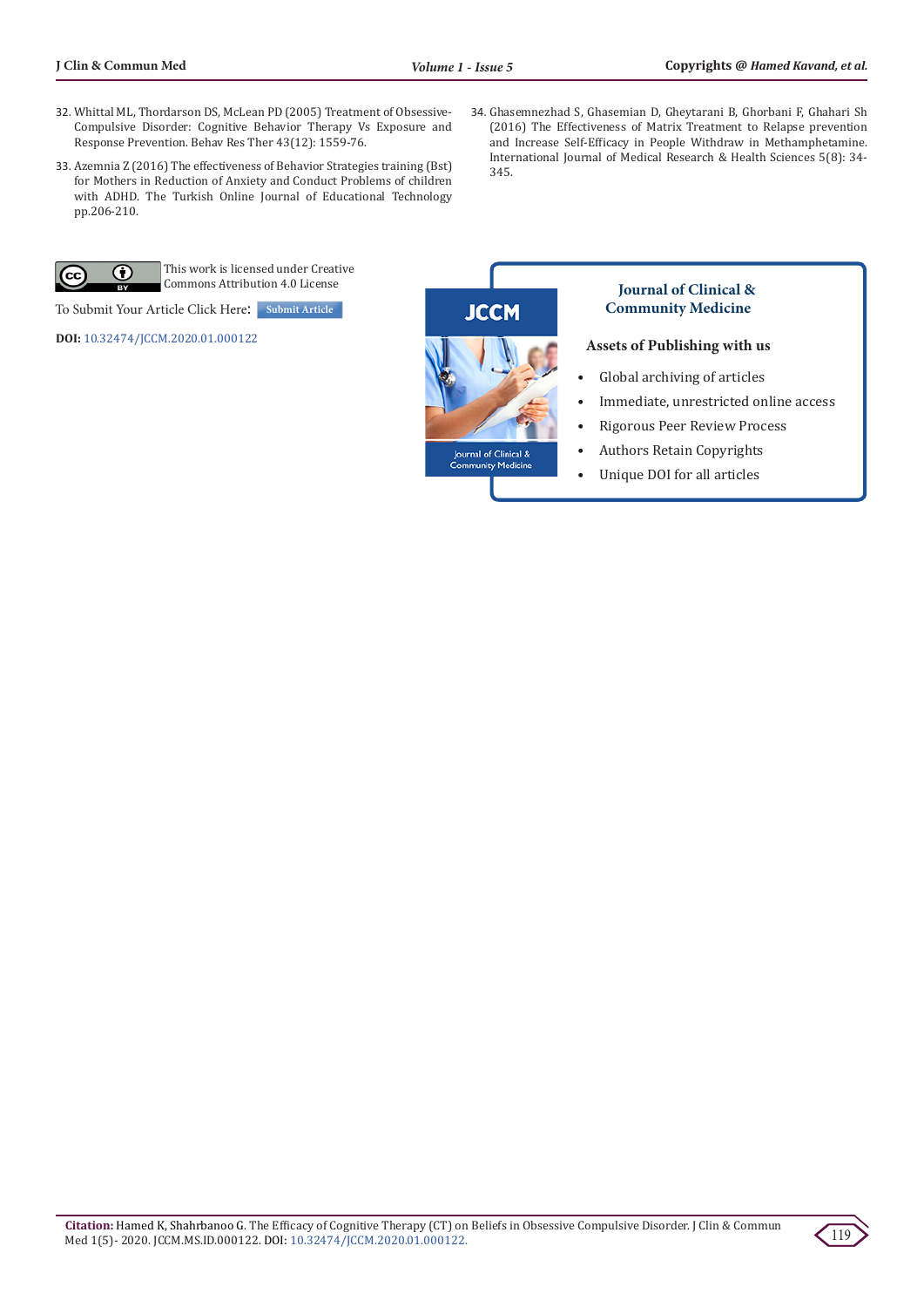32. Whittal ML, Thordarson DS, McLean PD (2005) Treatment of Obsessive-Compulsive Disorder: Cognitive Behavior Therapy Vs Exposure and Response Prevention. Behav Res Ther 43(12): 1559-76.

33. Azemnia Z (2016) The effectiveness of Behavior Strategies training (Bst) for Mothers in Reduction of Anxiety and Conduct Problems of children with ADHD. The Turkish Online Journal of Educational Technology pp.206-210.

34. Ghasemnezhad S, Ghasemian D, Gheytarani B, Ghorbani F, Ghahari Sh (2016) The Effectiveness of Matrix Treatment to Relapse prevention and Increase Self-Efficacy in People Withdraw in Methamphetamine. International Journal of Medical Research & Health Sciences 5(8): 34-345.

This work is licensed under Creative Commons Attribution 4.0 License

To Submit Your Article Click Here: Submit Article

**DOI:** 10.32474/JCCM.2020.01.000122

## Journal of Clinical & Community Medicine

### Assets of Publishing with us

- Global archiving of articles
- Immediate, unrestricted online access
- Rigorous Peer Review Process
- Authors Retain Copyrights
- Unique DOI for all articles

**Citation:** Hamed K, Shahrbanoo G. The Efficacy of Cognitive Therapy (CT) on Beliefs in Obsessive Compulsive Disorder. J Clin & Commun Med 1(5)- 2020. JCCM.MS.ID.000122. DOI: 10.32474/JCCM.2020.01.000122.